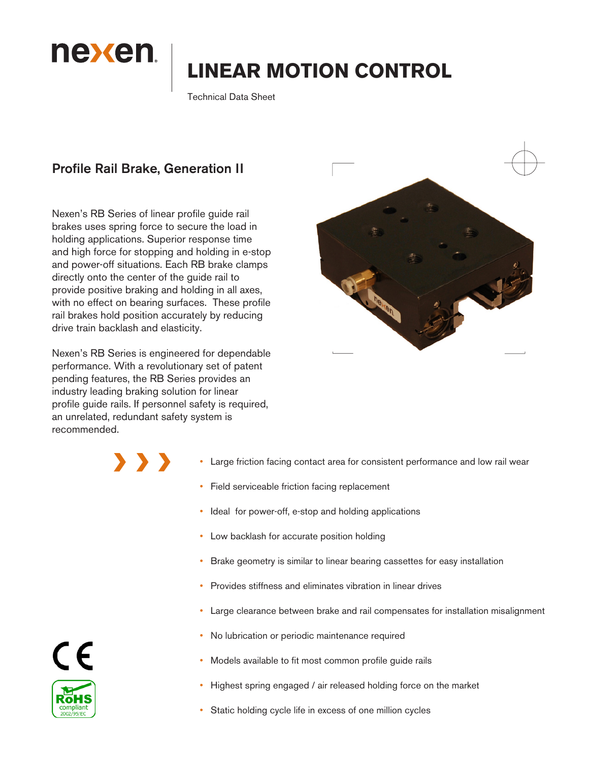nexen

# LINEAR MOTION CONTROL

Technical Data Sheet

## Profile Rail Brake, Generation II

Nexen's RB Series of linear profile guide rail brakes uses spring force to secure the load in holding applications. Superior response time and high force for stopping and holding in e-stop and power-off situations. Each RB brake clamps directly onto the center of the guide rail to provide positive braking and holding in all axes, with no effect on bearing surfaces. These profile rail brakes hold position accurately by reducing drive train backlash and elasticity.

Nexen's RB Series is engineered for dependable performance. With a revolutionary set of patent pending features, the RB Series provides an industry leading braking solution for linear profile guide rails. If personnel safety is required, an unrelated, redundant safety system is recommended.

- Large friction facing contact area for consistent performance and low rail wear
- Field serviceable friction facing replacement
- Ideal for power-off, e-stop and holding applications
- Low backlash for accurate position holding
- Brake geometry is similar to linear bearing cassettes for easy installation
- Provides stiffness and eliminates vibration in linear drives
- Large clearance between brake and rail compensates for installation misalignment
- No lubrication or periodic maintenance required
- Models available to fit most common profile guide rails
- Highest spring engaged / air released holding force on the market
- Static holding cycle life in excess of one million cycles

CE

RoHS compliant 2002/95/EC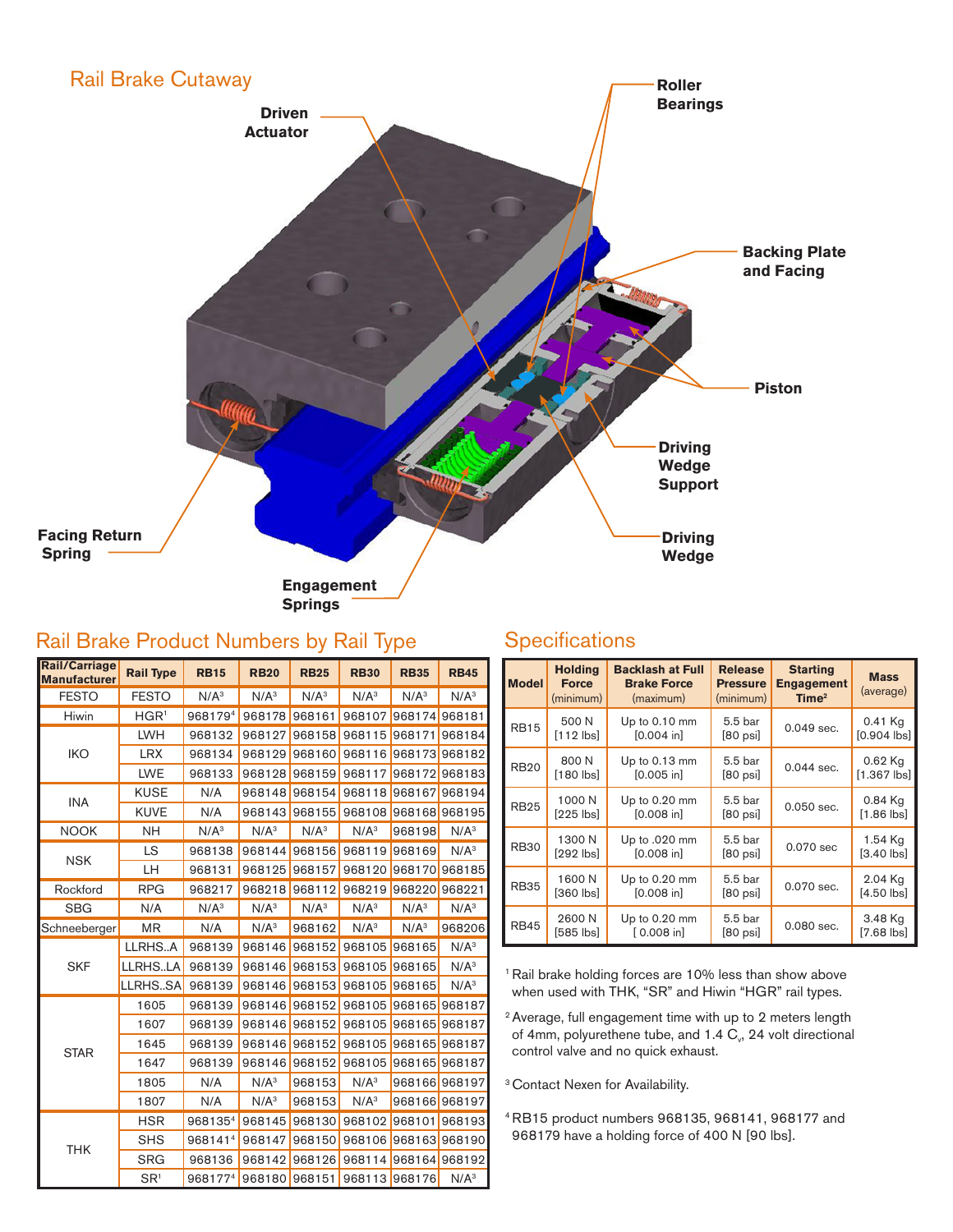## Rail Brake Cutaway

Driven Actuator

Roller Bearings

Backing Plate and Facing

Piston

Driving Wedge Support

Driving Wedge

Facing Return Spring

Engagement Springs

## Rail Brake Product Numbers by Rail Type

| Rail/Carriage Manufacturer | Rail Type | RB15 | RB20 | RB25 | RB30 | RB35 | RB45 |
|---|---|---|---|---|---|---|---|
| FESTO | FESTO | N/A[3] | N/A[3] | N/A[3] | N/A[3] | N/A[3] | N/A[3] |
| Hiwin | HGR[1] | 968179[4] | 968178 | 968161 | 968107 | 968174 | 968181 |
| IKO | LWH | 968132 | 968127 | 968158 | 968115 | 968171 | 968184 |
| | LRX | 968134 | 968129 | 968160 | 968116 | 968173 | 968182 |
| | LWE | 968133 | 968128 | 968159 | 968117 | 968172 | 968183 |
| INA | KUSE | N/A | 968148 | 968154 | 968118 | 968167 | 968194 |
| | KUVE | N/A | 968143 | 968155 | 968108 | 968168 | 968195 |
| NOOK | NH | N/A[3] | N/A[3] | N/A[3] | N/A[3] | 968198 | N/A[3] |
| NSK | LS | 968138 | 968144 | 968156 | 968119 | 968169 | N/A[3] |
| | LH | 968131 | 968125 | 968157 | 968120 | 968170 | 968185 |
| Rockford | RPG | 968217 | 968218 | 968112 | 968219 | 968220 | 968221 |
| SBG | N/A | N/A[3] | N/A[3] | N/A[3] | N/A[3] | N/A[3] | N/A[3] |
| Schneeberger | MR | N/A | N/A[3] | 968162 | N/A[3] | N/A[3] | 968206 |
| SKF | LLRHS..A | 968139 | 968146 | 968152 | 968105 | 968165 | N/A[3] |
| | LLRHS..LA | 968139 | 968146 | 968153 | 968105 | 968165 | N/A[3] |
| | LLRHS..SA | 968139 | 968146 | 968153 | 968105 | 968165 | N/A[3] |
| STAR | 1605 | 968139 | 968146 | 968152 | 968105 | 968165 | 968187 |
| | 1607 | 968139 | 968146 | 968152 | 968105 | 968165 | 968187 |
| | 1645 | 968139 | 968146 | 968152 | 968105 | 968165 | 968187 |
| | 1647 | 968139 | 968146 | 968152 | 968105 | 968165 | 968187 |
| | 1805 | N/A | N/A[3] | 968153 | N/A[3] | 968166 | 968197 |
| | 1807 | N/A | N/A[3] | 968153 | N/A[3] | 968166 | 968197 |
| THK | HSR | 968135[4] | 968145 | 968130 | 968102 | 968101 | 968193 |
| | SHS | 968141[4] | 968147 | 968150 | 968106 | 968163 | 968190 |
| | SRG | 968136 | 968142 | 968126 | 968114 | 968164 | 968192 |
| | SR[1] | 968177[4] | 968180 | 968151 | 968113 | 968176 | N/A[3] |

## Specifications

| Model | Holding Force (minimum) | Backlash at Full Brake Force (maximum) | Release Pressure (minimum) | Starting Engagement Time[2] | Mass (average) |
|---|---|---|---|---|---|
| RB15 | 500 N [112 lbs] | Up to 0.10 mm [0.004 in] | 5.5 bar [80 psi] | 0.049 sec. | 0.41 Kg [0.904 lbs] |
| RB20 | 800 N [180 lbs] | Up to 0.13 mm [0.005 in] | 5.5 bar [80 psi] | 0.044 sec. | 0.62 Kg [1.367 lbs] |
| RB25 | 1000 N [225 lbs] | Up to 0.20 mm [0.008 in] | 5.5 bar [80 psi] | 0.050 sec. | 0.84 Kg [1.86 lbs] |
| RB30 | 1300 N [292 lbs] | Up to .020 mm [0.008 in] | 5.5 bar [80 psi] | 0.070 sec | 1.54 Kg [3.40 lbs] |
| RB35 | 1600 N [360 lbs] | Up to 0.20 mm [0.008 in] | 5.5 bar [80 psi] | 0.070 sec. | 2.04 Kg [4.50 lbs] |
| RB45 | 2600 N [585 lbs] | Up to 0.20 mm [ 0.008 in] | 5.5 bar [80 psi] | 0.080 sec. | 3.48 Kg [7.68 lbs] |

[1] Rail brake holding forces are 10% less than show above when used with THK, "SR" and Hiwin "HGR" rail types.

[2] Average, full engagement time with up to 2 meters length of 4mm, polyurethene tube, and 1.4 $C_v$, 24 volt directional control valve and no quick exhaust.

[3] Contact Nexen for Availability.

[4] RB15 product numbers 968135, 968141, 968177 and 968179 have a holding force of 400 N [90 lbs].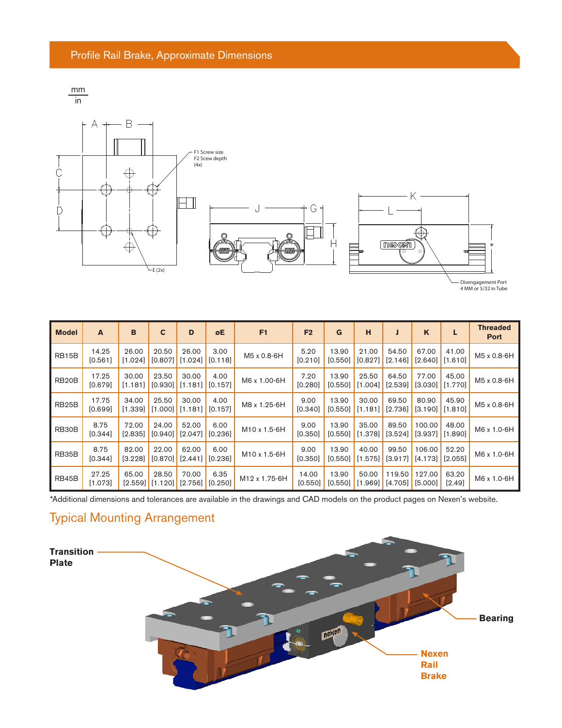## Profile Rail Brake, Approximate Dimensions

mm / in

| Model | A | B | C | D | øE | F1 | F2 | G | H | J | K | L | Threaded Port |
|---|---|---|---|---|---|---|---|---|---|---|---|---|---|
| RB15B | 14.25 [0.561] | 26.00 [1.024] | 20.50 [0.807] | 26.00 [1.024] | 3.00 [0.118] | M5 x 0.8-6H | 5.20 [0.210] | 13.90 [0.550] | 21.00 [0.827] | 54.50 [2.146] | 67.00 [2.640] | 41.00 [1.610] | M5 x 0.8-6H |
| RB20B | 17.25 [0.679] | 30.00 [1.181] | 23.50 [0.930] | 30.00 [1.181] | 4.00 [0.157] | M6 x 1.00-6H | 7.20 [0.280] | 13.90 [0.550] | 25.50 [1.004] | 64.50 [2.539] | 77.00 [3.030] | 45.00 [1.770] | M5 x 0.8-6H |
| RB25B | 17.75 [0.699] | 34.00 [1.339] | 25.50 [1.000] | 30.00 [1.181] | 4.00 [0.157] | M8 x 1.25-6H | 9.00 [0.340] | 13.90 [0.550] | 30.00 [1.181] | 69.50 [2.736] | 80.90 [3.190] | 45.90 [1.810] | M5 x 0.8-6H |
| RB30B | 8.75 [0.344] | 72.00 [2.835] | 24.00 [0.940] | 52.00 [2.047] | 6.00 [0.236] | M10 x 1.5-6H | 9.00 [0.350] | 13.90 [0.550] | 35.00 [1.378] | 89.50 [3.524] | 100.00 [3.937] | 48.00 [1.890] | M6 x 1.0-6H |
| RB35B | 8.75 [0.344] | 82.00 [3.228] | 22.00 [0.870] | 62.00 [2.441] | 6.00 [0.236] | M10 x 1.5-6H | 9.00 [0.350] | 13.90 [0.550] | 40.00 [1.575] | 99.50 [3.917] | 106.00 [4.173] | 52.20 [2.055] | M6 x 1.0-6H |
| RB45B | 27.25 [1.073] | 65.00 [2.559] | 28.50 [1.120] | 70.00 [2.756] | 6.35 [0.250] | M12 x 1.75-6H | 14.00 [0.550] | 13.90 [0.550] | 50.00 [1.969] | 119.50 [4.705] | 127.00 [5.000] | 63.20 [2.49] | M6 x 1.0-6H |

*Additional dimensions and tolerances are available in the drawings and CAD models on the product pages on Nexen's website.

## Typical Mounting Arrangement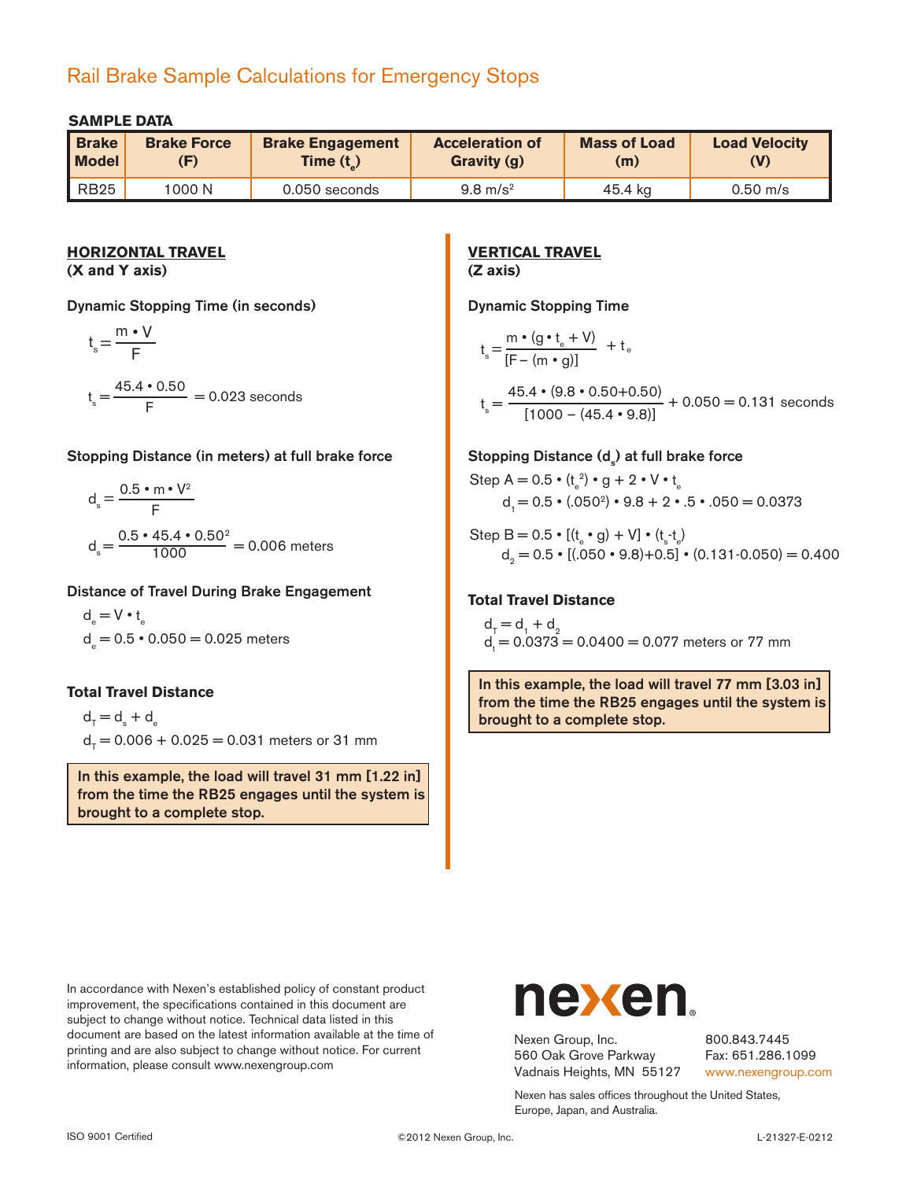# Rail Brake Sample Calculations for Emergency Stops

**SAMPLE DATA**

| Brake Model | Brake Force (F) | Brake Engagement Time ($t_e$) | Acceleration of Gravity (g) | Mass of Load (m) | Load Velocity (V) |
|---|---|---|---|---|---|
| RB25 | 1000 N | 0.050 seconds | 9.8 m/s² | 45.4 kg | 0.50 m/s |

## HORIZONTAL TRAVEL

**(X and Y axis)**

**Dynamic Stopping Time (in seconds)**

$$t_s = \frac{m \cdot V}{F}$$

$$t_s = \frac{45.4 \cdot 0.50}{F} = 0.023 \text{ seconds}$$

**Stopping Distance (in meters) at full brake force**

$$d_s = \frac{0.5 \cdot m \cdot V^2}{F}$$

$$d_s = \frac{0.5 \cdot 45.4 \cdot 0.50^2}{1000} = 0.006 \text{ meters}$$

**Distance of Travel During Brake Engagement**

$$d_e = V \cdot t_e$$

$$d_e = 0.5 \cdot 0.050 = 0.025 \text{ meters}$$

**Total Travel Distance**

$$d_T = d_s + d_e$$

$$d_T = 0.006 + 0.025 = 0.031 \text{ meters or } 31 \text{ mm}$$

**In this example, the load will travel 31 mm [1.22 in] from the time the RB25 engages until the system is brought to a complete stop.**

## VERTICAL TRAVEL

**(Z axis)**

**Dynamic Stopping Time**

$$t_s = \frac{m \cdot (g \cdot t_e + V)}{[F - (m \cdot g)]} + t_e$$

$$t_s = \frac{45.4 \cdot (9.8 \cdot 0.50 + 0.50)}{[1000 - (45.4 \cdot 9.8)]} + 0.050 = 0.131 \text{ seconds}$$

**Stopping Distance ($d_s$) at full brake force**

Step A $= 0.5 \cdot (t_e^{\,2}) \cdot g + 2 \cdot V \cdot t_e$

$$d_1 = 0.5 \cdot (.050^2) \cdot 9.8 + 2 \cdot .5 \cdot .050 = 0.0373$$

Step B $= 0.5 \cdot [(t_e \cdot g) + V] \cdot (t_s - t_e)$

$$d_2 = 0.5 \cdot [(.050 \cdot 9.8) + 0.5] \cdot (0.131 - 0.050) = 0.400$$

**Total Travel Distance**

$$d_T = d_1 + d_2$$

$$d_t = 0.0373 = 0.0400 = 0.077 \text{ meters or } 77 \text{ mm}$$

**In this example, the load will travel 77 mm [3.03 in] from the time the RB25 engages until the system is brought to a complete stop.**

In accordance with Nexen's established policy of constant product improvement, the specifications contained in this document are subject to change without notice. Technical data listed in this document are based on the latest information available at the time of printing and are also subject to change without notice. For current information, please consult www.nexengroup.com

nexen®

Nexen Group, Inc.
560 Oak Grove Parkway
Vadnais Heights, MN 55127

800.843.7445
Fax: 651.286.1099
www.nexengroup.com

Nexen has sales offices throughout the United States, Europe, Japan, and Australia.

ISO 9001 Certified

©2012 Nexen Group, Inc.

L-21327-E-0212